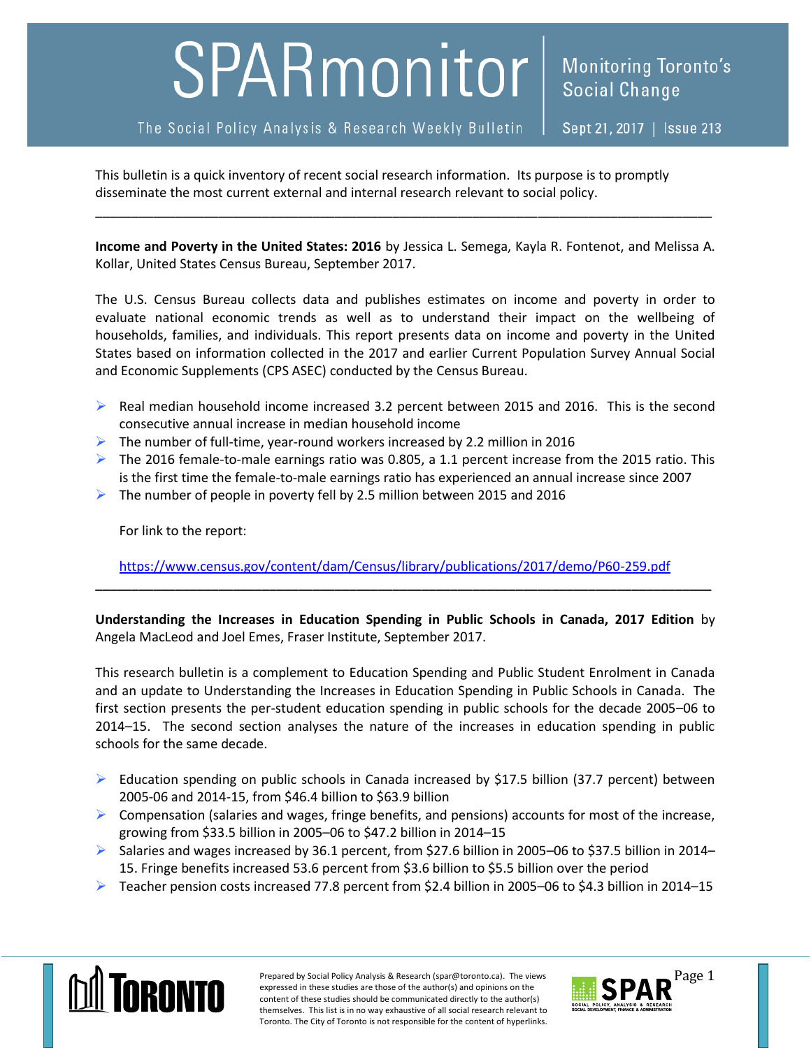# SPARmonitor

The Social Policy Analysis & Research Weekly Bulletin

Monitoring Toronto's Social Change

Sept 21, 2017 | Issue 213

This bulletin is a quick inventory of recent social research information. Its purpose is to promptly disseminate the most current external and internal research relevant to social policy.

---

**Income and Poverty in the United States: 2016** by Jessica L. Semega, Kayla R. Fontenot, and Melissa A. Kollar, United States Census Bureau, September 2017.

The U.S. Census Bureau collects data and publishes estimates on income and poverty in order to evaluate national economic trends as well as to understand their impact on the wellbeing of households, families, and individuals. This report presents data on income and poverty in the United States based on information collected in the 2017 and earlier Current Population Survey Annual Social and Economic Supplements (CPS ASEC) conducted by the Census Bureau.

- Real median household income increased 3.2 percent between 2015 and 2016. This is the second consecutive annual increase in median household income
- The number of full-time, year-round workers increased by 2.2 million in 2016
- The 2016 female-to-male earnings ratio was 0.805, a 1.1 percent increase from the 2015 ratio. This is the first time the female-to-male earnings ratio has experienced an annual increase since 2007
- The number of people in poverty fell by 2.5 million between 2015 and 2016

  For link to the report:

  https://www.census.gov/content/dam/Census/library/publications/2017/demo/P60-259.pdf

---

**Understanding the Increases in Education Spending in Public Schools in Canada, 2017 Edition** by Angela MacLeod and Joel Emes, Fraser Institute, September 2017.

This research bulletin is a complement to Education Spending and Public Student Enrolment in Canada and an update to Understanding the Increases in Education Spending in Public Schools in Canada. The first section presents the per-student education spending in public schools for the decade 2005–06 to 2014–15. The second section analyses the nature of the increases in education spending in public schools for the same decade.

- Education spending on public schools in Canada increased by $17.5 billion (37.7 percent) between 2005-06 and 2014-15, from $46.4 billion to $63.9 billion
- Compensation (salaries and wages, fringe benefits, and pensions) accounts for most of the increase, growing from $33.5 billion in 2005–06 to $47.2 billion in 2014–15
- Salaries and wages increased by 36.1 percent, from $27.6 billion in 2005–06 to $37.5 billion in 2014–15. Fringe benefits increased 53.6 percent from $3.6 billion to $5.5 billion over the period
- Teacher pension costs increased 77.8 percent from $2.4 billion in 2005–06 to $4.3 billion in 2014–15

Prepared by Social Policy Analysis & Research (spar@toronto.ca). The views expressed in these studies are those of the author(s) and opinions on the content of these studies should be communicated directly to the author(s) themselves. This list is in no way exhaustive of all social research relevant to Toronto. The City of Toronto is not responsible for the content of hyperlinks.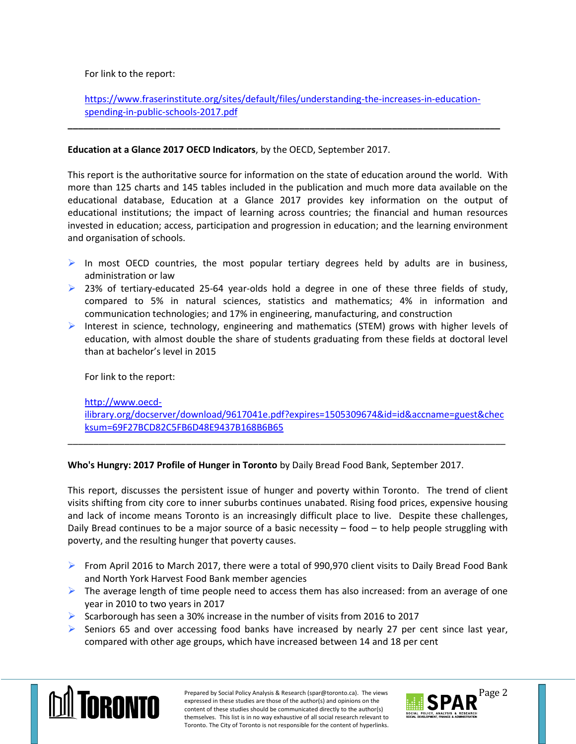For link to the report:

https://www.fraserinstitute.org/sites/default/files/understanding-the-increases-in-education-spending-in-public-schools-2017.pdf

---

**Education at a Glance 2017 OECD Indicators**, by the OECD, September 2017.

This report is the authoritative source for information on the state of education around the world. With more than 125 charts and 145 tables included in the publication and much more data available on the educational database, Education at a Glance 2017 provides key information on the output of educational institutions; the impact of learning across countries; the financial and human resources invested in education; access, participation and progression in education; and the learning environment and organisation of schools.

- In most OECD countries, the most popular tertiary degrees held by adults are in business, administration or law
- 23% of tertiary-educated 25-64 year-olds hold a degree in one of these three fields of study, compared to 5% in natural sciences, statistics and mathematics; 4% in information and communication technologies; and 17% in engineering, manufacturing, and construction
- Interest in science, technology, engineering and mathematics (STEM) grows with higher levels of education, with almost double the share of students graduating from these fields at doctoral level than at bachelor's level in 2015

For link to the report:

http://www.oecd-ilibrary.org/docserver/download/9617041e.pdf?expires=1505309674&id=id&accname=guest&checksum=69F27BCD82C5FB6D48E9437B168B6B65

---

**Who's Hungry: 2017 Profile of Hunger in Toronto** by Daily Bread Food Bank, September 2017.

This report, discusses the persistent issue of hunger and poverty within Toronto. The trend of client visits shifting from city core to inner suburbs continues unabated. Rising food prices, expensive housing and lack of income means Toronto is an increasingly difficult place to live. Despite these challenges, Daily Bread continues to be a major source of a basic necessity – food – to help people struggling with poverty, and the resulting hunger that poverty causes.

- From April 2016 to March 2017, there were a total of 990,970 client visits to Daily Bread Food Bank and North York Harvest Food Bank member agencies
- The average length of time people need to access them has also increased: from an average of one year in 2010 to two years in 2017
- Scarborough has seen a 30% increase in the number of visits from 2016 to 2017
- Seniors 65 and over accessing food banks have increased by nearly 27 per cent since last year, compared with other age groups, which have increased between 14 and 18 per cent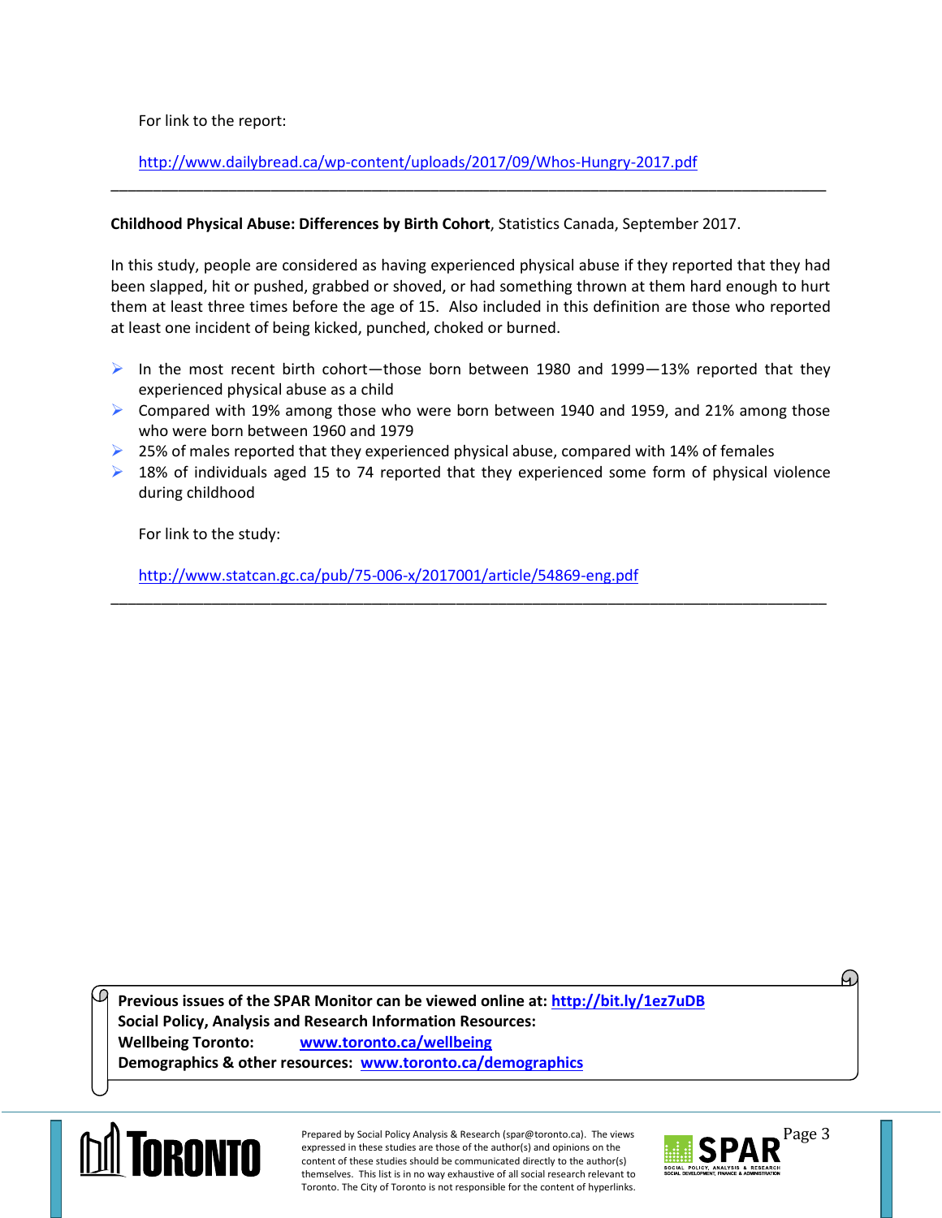For link to the report:

http://www.dailybread.ca/wp-content/uploads/2017/09/Whos-Hungry-2017.pdf

---

**Childhood Physical Abuse: Differences by Birth Cohort**, Statistics Canada, September 2017.

In this study, people are considered as having experienced physical abuse if they reported that they had been slapped, hit or pushed, grabbed or shoved, or had something thrown at them hard enough to hurt them at least three times before the age of 15. Also included in this definition are those who reported at least one incident of being kicked, punched, choked or burned.

- In the most recent birth cohort—those born between 1980 and 1999—13% reported that they experienced physical abuse as a child
- Compared with 19% among those who were born between 1940 and 1959, and 21% among those who were born between 1960 and 1979
- 25% of males reported that they experienced physical abuse, compared with 14% of females
- 18% of individuals aged 15 to 74 reported that they experienced some form of physical violence during childhood

For link to the study:

http://www.statcan.gc.ca/pub/75-006-x/2017001/article/54869-eng.pdf

---

**Previous issues of the SPAR Monitor can be viewed online at: http://bit.ly/1ez7uDB**
**Social Policy, Analysis and Research Information Resources:**
**Wellbeing Toronto: www.toronto.ca/wellbeing**
**Demographics & other resources: www.toronto.ca/demographics**

TORONTO

Prepared by Social Policy Analysis & Research (spar@toronto.ca). The views expressed in these studies are those of the author(s) and opinions on the content of these studies should be communicated directly to the author(s) themselves. This list is in no way exhaustive of all social research relevant to Toronto. The City of Toronto is not responsible for the content of hyperlinks.

SPAR
SOCIAL POLICY, ANALYSIS & RESEARCH
SOCIAL DEVELOPMENT, FINANCE & ADMINISTRATION